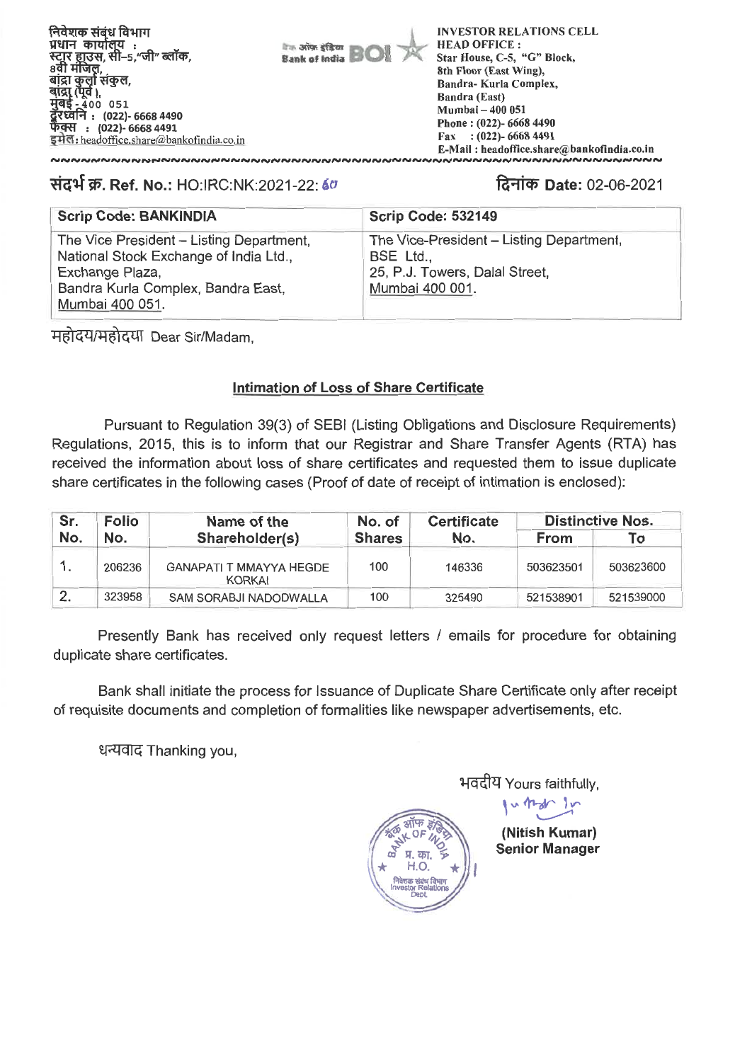निवेशक संबंध विभाग
प्रधान कार्यालय :
स्टार हाउस, सी–5,"जी" ब्लॉक,
8वी मंजिल,
बांद्रा कुर्ला संकुल,
बांद्रा (पूर्व ),
मुंबई - 400 051
दूरध्वनि : (022)- 6668 4490
फेक्स : (022)- 6668 4491
इमेल: headoffice.share@bankofindia.co.in

INVESTOR RELATIONS CELL
HEAD OFFICE :
Star House, C-5, "G" Block,
8th Floor (East Wing),
Bandra- Kurla Complex,
Bandra (East)
Mumbai – 400 051
Phone : (022)- 6668 4490
Fax : (022)- 6668 4491
E-Mail : headoffice.share@bankofindia.co.in

**संदर्भ क्र. Ref. No.:** HO:IRC:NK:2021-22: 60

**दिनांक Date:** 02-06-2021

| Scrip Code: BANKINDIA | Scrip Code: 532149 |
|---|---|
| The Vice President – Listing Department, National Stock Exchange of India Ltd., Exchange Plaza, Bandra Kurla Complex, Bandra East, Mumbai 400 051. | The Vice-President – Listing Department, BSE Ltd., 25, P.J. Towers, Dalal Street, Mumbai 400 001. |

महोदय/महोदया Dear Sir/Madam,

**Intimation of Loss of Share Certificate**

Pursuant to Regulation 39(3) of SEBI (Listing Obligations and Disclosure Requirements) Regulations, 2015, this is to inform that our Registrar and Share Transfer Agents (RTA) has received the information about loss of share certificates and requested them to issue duplicate share certificates in the following cases (Proof of date of receipt of intimation is enclosed):

| Sr. No. | Folio No. | Name of the Shareholder(s) | No. of Shares | Certificate No. | Distinctive Nos. | |
|---|---|---|---|---|---|---|
| | | | | | From | To |
| 1. | 206236 | GANAPATI T MMAYYA HEGDE KORKAI | 100 | 146336 | 503623501 | 503623600 |
| 2. | 323958 | SAM SORABJI NADODWALLA | 100 | 325490 | 521538901 | 521539000 |

Presently Bank has received only request letters / emails for procedure for obtaining duplicate share certificates.

Bank shall initiate the process for Issuance of Duplicate Share Certificate only after receipt of requisite documents and completion of formalities like newspaper advertisements, etc.

धन्यवाद Thanking you,

भवदीय Yours faithfully,

**(Nitish Kumar)**
**Senior Manager**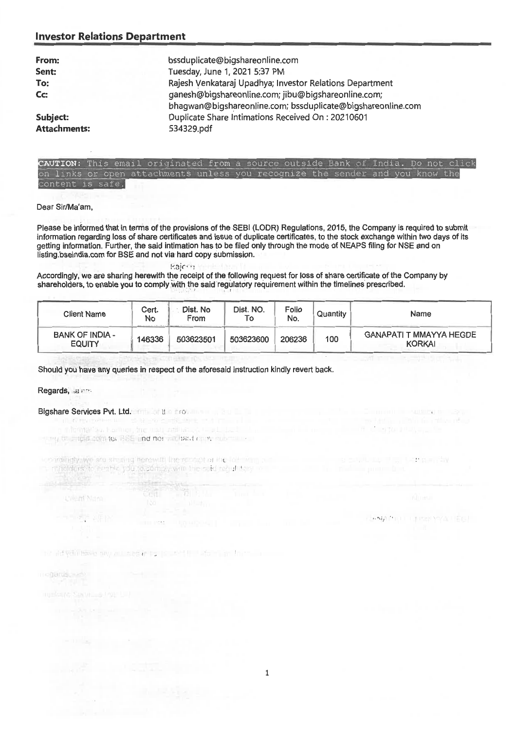## Investor Relations Department

| | |
|---|---|
| **From:** | bssduplicate@bigshareonline.com |
| **Sent:** | Tuesday, June 1, 2021 5:37 PM |
| **To:** | Rajesh Venkataraj Upadhya; Investor Relations Department |
| **Cc:** | ganesh@bigshareonline.com; jibu@bigshareonline.com; bhagwan@bigshareonline.com; bssduplicate@bigshareonline.com |
| **Subject:** | Duplicate Share Intimations Received On : 20210601 |
| **Attachments:** | 534329.pdf |

CAUTION: This email originated from a source outside Bank of India. Do not click on links or open attachments unless you recognize the sender and you know the content is safe.

Dear Sir/Ma'am,

**Please be informed that in terms of the provisions of the SEBI (LODR) Regulations, 2015, the Company is required to submit information regarding loss of share certificates and issue of duplicate certificates, to the stock exchange within two days of its getting information. Further, the said intimation has to be filed only through the mode of NEAPS filing for NSE and on listing.bseindia.com for BSE and not via hard copy submission.**

**Accordingly, we are sharing herewith the receipt of the following request for loss of share certificate of the Company by shareholders, to enable you to comply with the said regulatory requirement within the timelines prescribed.**

| Client Name | Cert. No | Dist. No From | Dist. NO. To | Folio No. | Quantity | Name |
|---|---|---|---|---|---|---|
| BANK OF INDIA - EQUITY | 146336 | 503623501 | 503623600 | 206236 | 100 | GANAPATI T MMAYYA HEGDE KORKAI |

**Should you have any queries in respect of the aforesaid instruction kindly revert back.**

**Regards,**

**Bigshare Services Pvt. Ltd.**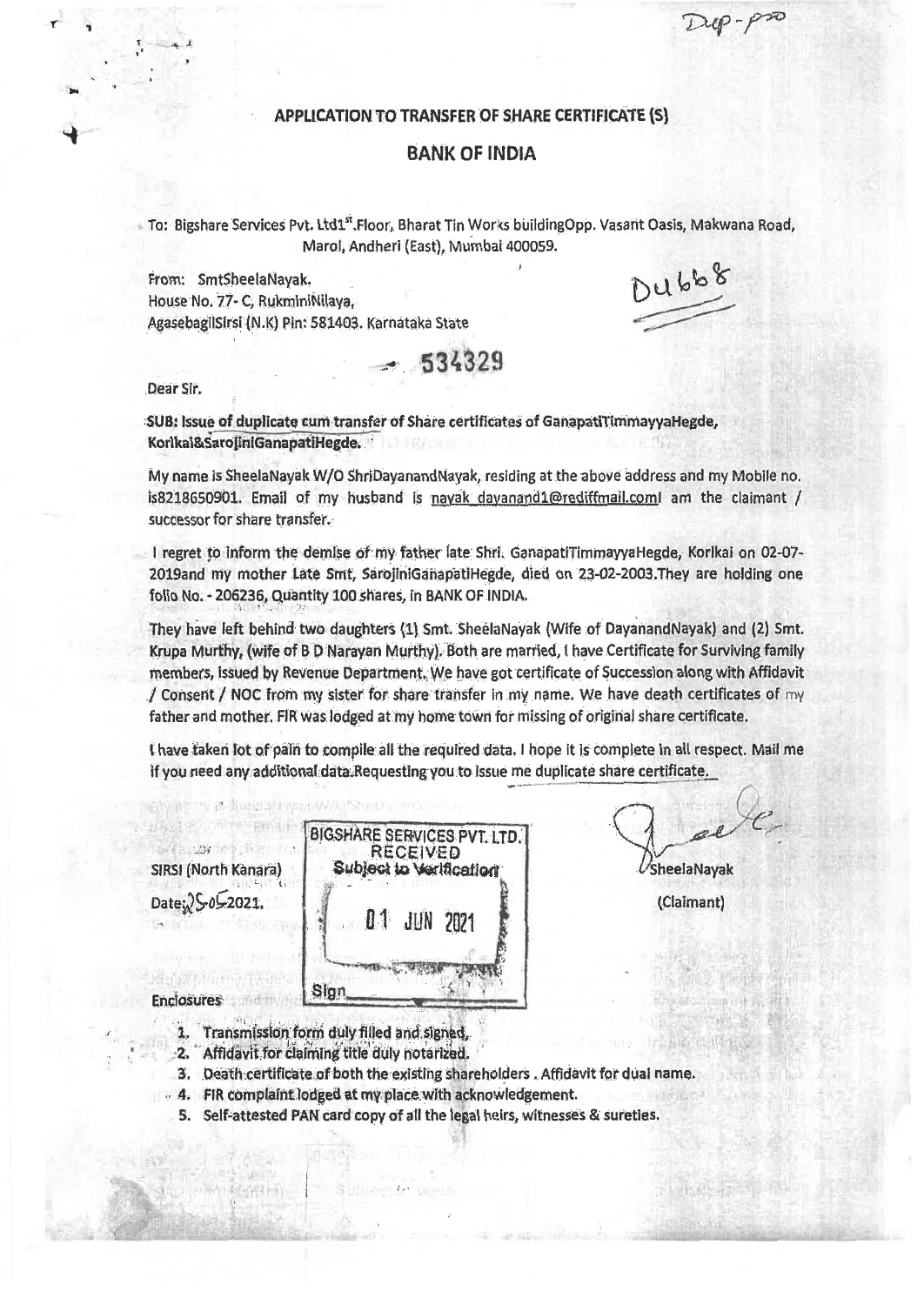Dup-pro

## APPLICATION TO TRANSFER OF SHARE CERTIFICATE (S)

## BANK OF INDIA

To: Bigshare Services Pvt. Ltd1st.Floor, Bharat Tin Works buildingOpp. Vasant Oasis, Makwana Road, Marol, Andheri (East), Mumbai 400059.

From: SmtSheelaNayak.
House No. 77- C, RukminiNilaya,
AgasebagilSirsi (N.K) Pin: 581403. Karnataka State

Du668

534329

Dear Sir.

**SUB: Issue of duplicate cum transfer of Share certificates of GanapatiTimmayyaHegde, Korikai&SarojiniGanapatiHegde.**

My name is SheelaNayak W/O ShriDayanandNayak, residing at the above address and my Mobile no. is8218650901. Email of my husband is nayak_dayanand1@rediffmail.comI am the claimant / successor for share transfer.

I regret to inform the demise of my father late Shri. GanapatiTimmayyaHegde, Korikai on 02-07-2019and my mother Late Smt, SarojiniGanapatiHegde, died on 23-02-2003.They are holding one folio No. - 206236, Quantity 100 shares, in BANK OF INDIA.

They have left behind two daughters (1) Smt. SheelaNayak (Wife of DayanandNayak) and (2) Smt. Krupa Murthy, (wife of B D Narayan Murthy). Both are married, I have Certificate for Surviving family members, issued by Revenue Department. We have got certificate of Succession along with Affidavit / Consent / NOC from my sister for share transfer in my name. We have death certificates of my father and mother. FIR was lodged at my home town for missing of original share certificate.

I have taken lot of pain to compile all the required data. I hope it is complete in all respect. Mail me if you need any additional data.Requesting you to issue me duplicate share certificate.

SIRSI (North Kanara)
Date: 25-05-2021.

BIGSHARE SERVICES PVT. LTD.
RECEIVED
Subject to Verification
01 JUN 2021
Sign

SheelaNayak
(Claimant)

Enclosures

1. Transmission form duly filled and signed.
2. Affidavit for claiming title duly notarized.
3. Death certificate of both the existing shareholders . Affidavit for dual name.
4. FIR complaint lodged at my place with acknowledgement.
5. Self-attested PAN card copy of all the legal heirs, witnesses & sureties.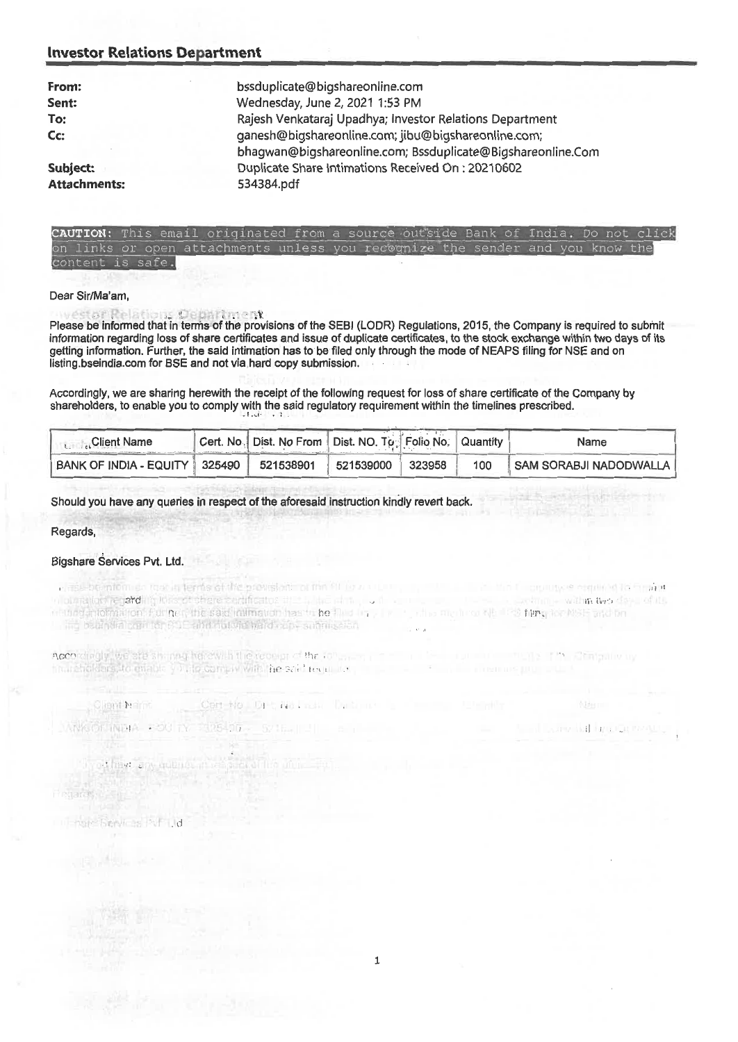## Investor Relations Department

**From:** bssduplicate@bigshareonline.com
**Sent:** Wednesday, June 2, 2021 1:53 PM
**To:** Rajesh Venkataraj Upadhya; Investor Relations Department
**Cc:** ganesh@bigshareonline.com; jibu@bigshareonline.com; bhagwan@bigshareonline.com; Bssduplicate@Bigshareonline.Com
**Subject:** Duplicate Share Intimations Received On : 20210602
**Attachments:** 534384.pdf

**CAUTION:** This email originated from a source outside Bank of India. Do not click on links or open attachments unless you recognize the sender and you know the content is safe.

Dear Sir/Ma'am,

Please be informed that in terms of the provisions of the SEBI (LODR) Regulations, 2015, the Company is required to submit information regarding loss of share certificates and issue of duplicate certificates, to the stock exchange within two days of its getting information. Further, the said intimation has to be filed only through the mode of NEAPS filing for NSE and on listing.bseindia.com for BSE and not via hard copy submission.

Accordingly, we are sharing herewith the receipt of the following request for loss of share certificate of the Company by shareholders, to enable you to comply with the said regulatory requirement within the timelines prescribed.

| Client Name | Cert. No. | Dist. No From | Dist. NO. To | Folio No. | Quantity | Name |
|---|---|---|---|---|---|---|
| BANK OF INDIA - EQUITY | 325490 | 521538901 | 521539000 | 323958 | 100 | SAM SORABJI NADODWALLA |

Should you have any queries in respect of the aforesaid instruction kindly revert back.

Regards,

Bigshare Services Pvt. Ltd.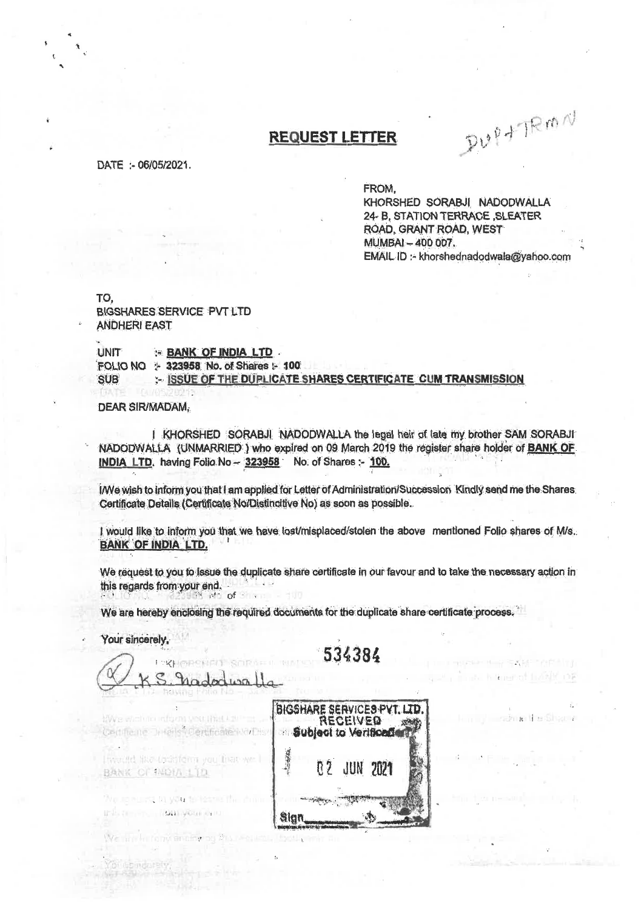# REQUEST LETTER

DUPT TRMN

DATE :- 06/05/2021.

FROM,
KHORSHED SORABJI NADODWALLA
24- B, STATION TERRACE ,SLEATER
ROAD, GRANT ROAD, WEST
MUMBAI – 400 007.
EMAIL ID :- khorshednadodwala@yahoo.com

TO,
BIGSHARES SERVICE PVT LTD
ANDHERI EAST

UNIT :- **BANK OF INDIA LTD** .
FOLIO NO :- **323958** No. of Shares :- **100**
SUB :- **ISSUE OF THE DUPLICATE SHARES CERTIFICATE CUM TRANSMISSION**

DEAR SIR/MADAM,

I KHORSHED SORABJI NADODWALLA the legal heir of late my brother SAM SORABJI NADODWALLA (UNMARRIED ) who expired on 09 March 2019 the register share holder of **BANK OF INDIA LTD.** having Folio No – **323958** No. of Shares :- **100.**

I/We wish to inform you that I am applied for Letter of Administration/Succession Kindly send me the Shares Certificate Details (Certificate No/Distincitive No) as soon as possible.

I would like to inform you that we have lost/misplaced/stolen the above mentioned Folio shares of M/s. **BANK OF INDIA LTD.**

We request to you to issue the duplicate share certificate in our favour and to take the necessary action in this regards from your end.

We are hereby enclosing the required documents for the duplicate share certificate process.

Your sincerely,

K.S. Nadodwalla

534384

BIGSHARE SERVICES PVT. LTD.
RECEIVED
Subject to Verification
02 JUN 2021
Sign